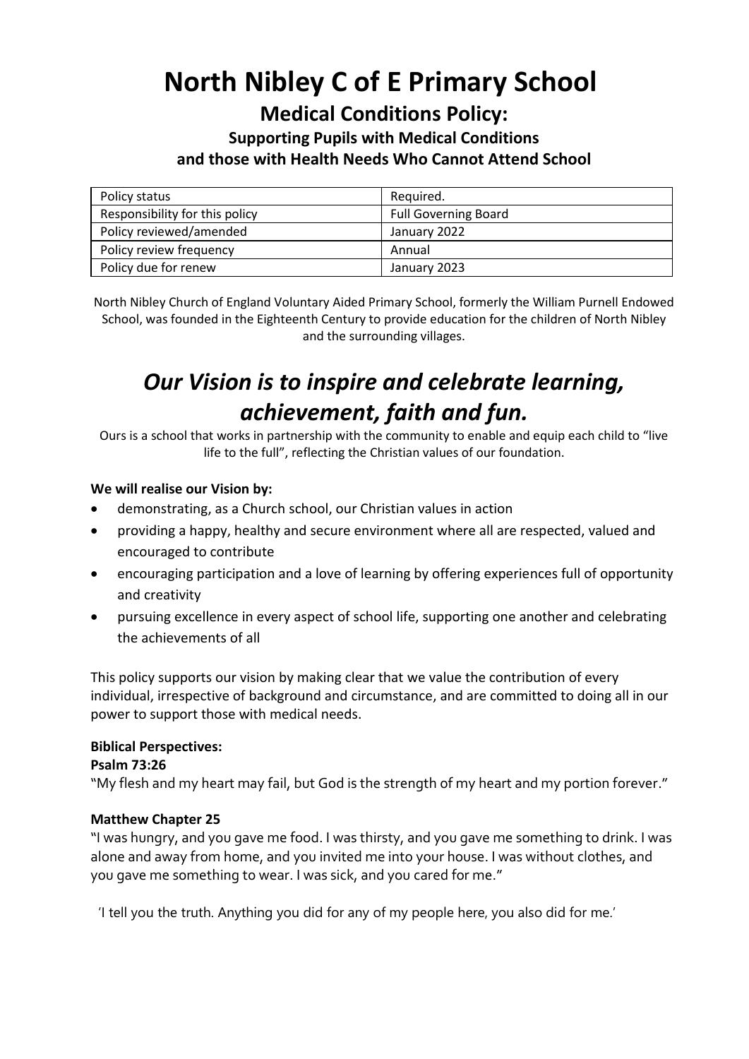# North Nibley C of E Primary School

## Medical Conditions Policy:

### Supporting Pupils with Medical Conditions and those with Health Needs Who Cannot Attend School

| Policy status | Required. |
|---|---|
| Responsibility for this policy | Full Governing Board |
| Policy reviewed/amended | January 2022 |
| Policy review frequency | Annual |
| Policy due for renew | January 2023 |

North Nibley Church of England Voluntary Aided Primary School, formerly the William Purnell Endowed School, was founded in the Eighteenth Century to provide education for the children of North Nibley and the surrounding villages.

## *Our Vision is to inspire and celebrate learning, achievement, faith and fun.*

Ours is a school that works in partnership with the community to enable and equip each child to "live life to the full", reflecting the Christian values of our foundation.

**We will realise our Vision by:**

- demonstrating, as a Church school, our Christian values in action
- providing a happy, healthy and secure environment where all are respected, valued and encouraged to contribute
- encouraging participation and a love of learning by offering experiences full of opportunity and creativity
- pursuing excellence in every aspect of school life, supporting one another and celebrating the achievements of all

This policy supports our vision by making clear that we value the contribution of every individual, irrespective of background and circumstance, and are committed to doing all in our power to support those with medical needs.

**Biblical Perspectives:**

**Psalm 73:26**

"My flesh and my heart may fail, but God is the strength of my heart and my portion forever."

**Matthew Chapter 25**

"I was hungry, and you gave me food. I was thirsty, and you gave me something to drink. I was alone and away from home, and you invited me into your house. I was without clothes, and you gave me something to wear. I was sick, and you cared for me."

'I tell you the truth. Anything you did for any of my people here, you also did for me.'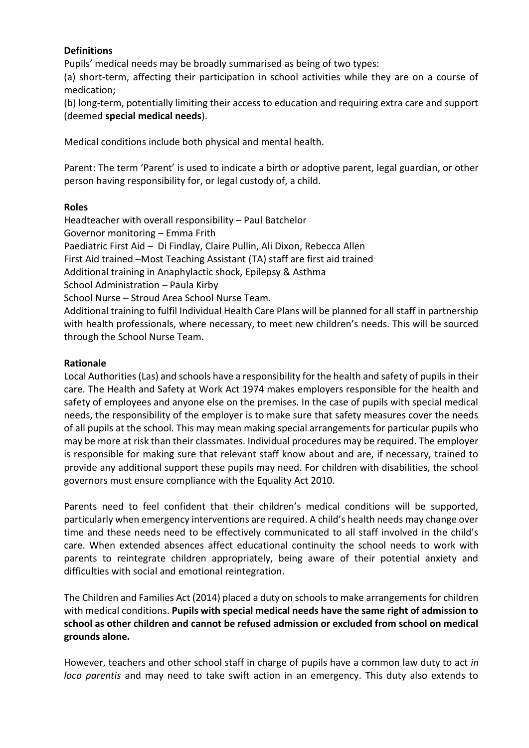**Definitions**

Pupils' medical needs may be broadly summarised as being of two types:

(a) short-term, affecting their participation in school activities while they are on a course of medication;

(b) long-term, potentially limiting their access to education and requiring extra care and support (deemed **special medical needs**).

Medical conditions include both physical and mental health.

Parent: The term 'Parent' is used to indicate a birth or adoptive parent, legal guardian, or other person having responsibility for, or legal custody of, a child.

**Roles**

Headteacher with overall responsibility – Paul Batchelor
Governor monitoring – Emma Frith
Paediatric First Aid – Di Findlay, Claire Pullin, Ali Dixon, Rebecca Allen
First Aid trained –Most Teaching Assistant (TA) staff are first aid trained
Additional training in Anaphylactic shock, Epilepsy & Asthma
School Administration – Paula Kirby
School Nurse – Stroud Area School Nurse Team.
Additional training to fulfil Individual Health Care Plans will be planned for all staff in partnership with health professionals, where necessary, to meet new children's needs. This will be sourced through the School Nurse Team.

**Rationale**

Local Authorities (Las) and schools have a responsibility for the health and safety of pupils in their care. The Health and Safety at Work Act 1974 makes employers responsible for the health and safety of employees and anyone else on the premises. In the case of pupils with special medical needs, the responsibility of the employer is to make sure that safety measures cover the needs of all pupils at the school. This may mean making special arrangements for particular pupils who may be more at risk than their classmates. Individual procedures may be required. The employer is responsible for making sure that relevant staff know about and are, if necessary, trained to provide any additional support these pupils may need. For children with disabilities, the school governors must ensure compliance with the Equality Act 2010.

Parents need to feel confident that their children's medical conditions will be supported, particularly when emergency interventions are required. A child's health needs may change over time and these needs need to be effectively communicated to all staff involved in the child's care. When extended absences affect educational continuity the school needs to work with parents to reintegrate children appropriately, being aware of their potential anxiety and difficulties with social and emotional reintegration.

The Children and Families Act (2014) placed a duty on schools to make arrangements for children with medical conditions. **Pupils with special medical needs have the same right of admission to school as other children and cannot be refused admission or excluded from school on medical grounds alone.**

However, teachers and other school staff in charge of pupils have a common law duty to act *in loco parentis* and may need to take swift action in an emergency. This duty also extends to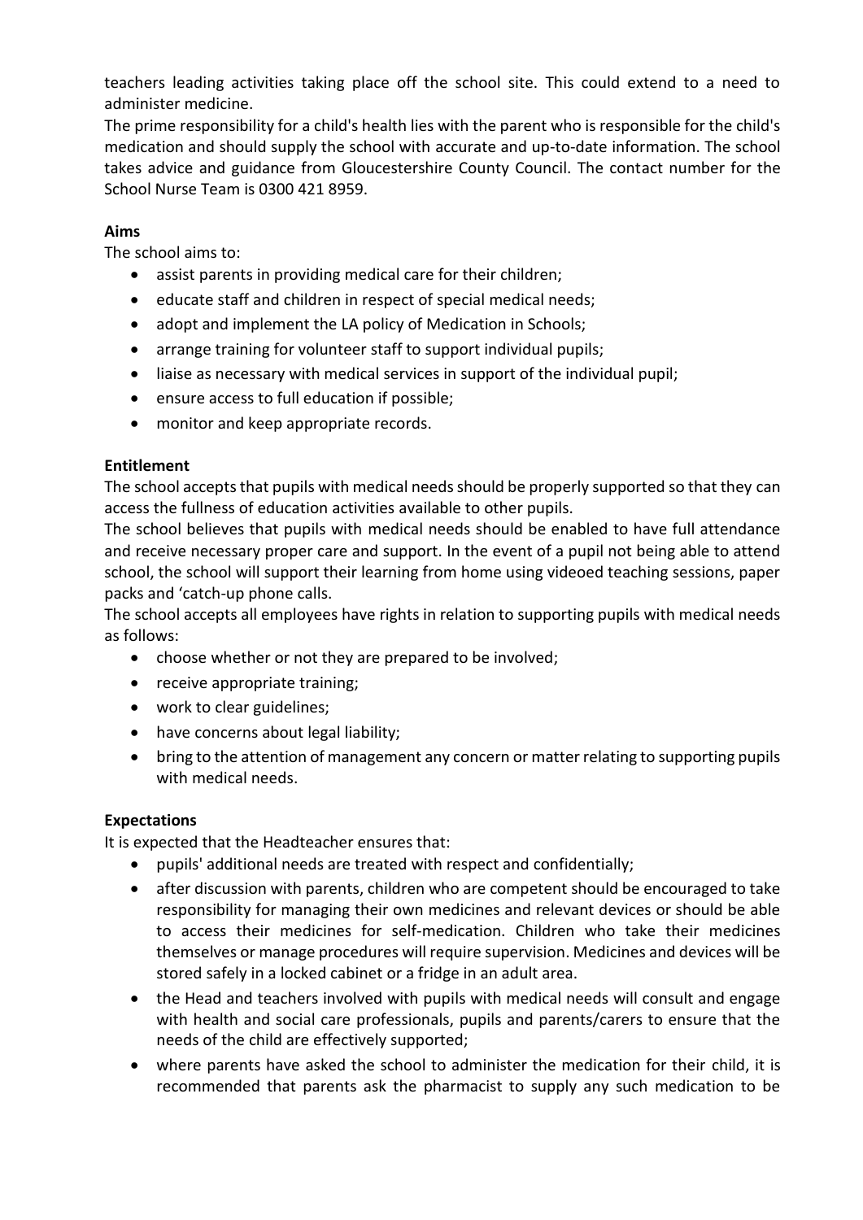teachers leading activities taking place off the school site. This could extend to a need to administer medicine.

The prime responsibility for a child's health lies with the parent who is responsible for the child's medication and should supply the school with accurate and up-to-date information. The school takes advice and guidance from Gloucestershire County Council. The contact number for the School Nurse Team is 0300 421 8959.

**Aims**

The school aims to:

- assist parents in providing medical care for their children;
- educate staff and children in respect of special medical needs;
- adopt and implement the LA policy of Medication in Schools;
- arrange training for volunteer staff to support individual pupils;
- liaise as necessary with medical services in support of the individual pupil;
- ensure access to full education if possible;
- monitor and keep appropriate records.

**Entitlement**

The school accepts that pupils with medical needs should be properly supported so that they can access the fullness of education activities available to other pupils.

The school believes that pupils with medical needs should be enabled to have full attendance and receive necessary proper care and support. In the event of a pupil not being able to attend school, the school will support their learning from home using videoed teaching sessions, paper packs and 'catch-up phone calls.

The school accepts all employees have rights in relation to supporting pupils with medical needs as follows:

- choose whether or not they are prepared to be involved;
- receive appropriate training;
- work to clear guidelines;
- have concerns about legal liability;
- bring to the attention of management any concern or matter relating to supporting pupils with medical needs.

**Expectations**

It is expected that the Headteacher ensures that:

- pupils' additional needs are treated with respect and confidentially;
- after discussion with parents, children who are competent should be encouraged to take responsibility for managing their own medicines and relevant devices or should be able to access their medicines for self-medication. Children who take their medicines themselves or manage procedures will require supervision. Medicines and devices will be stored safely in a locked cabinet or a fridge in an adult area.
- the Head and teachers involved with pupils with medical needs will consult and engage with health and social care professionals, pupils and parents/carers to ensure that the needs of the child are effectively supported;
- where parents have asked the school to administer the medication for their child, it is recommended that parents ask the pharmacist to supply any such medication to be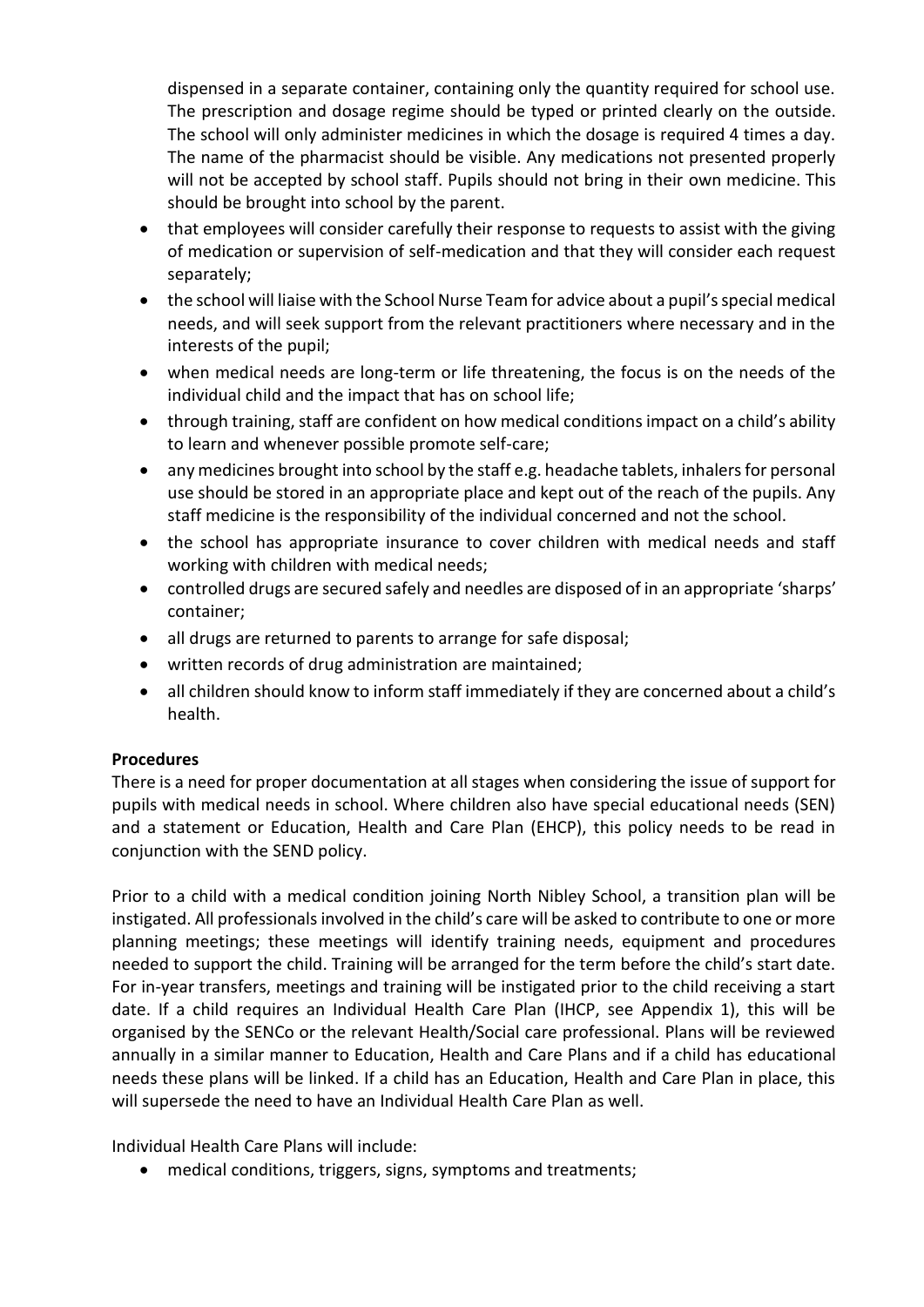dispensed in a separate container, containing only the quantity required for school use. The prescription and dosage regime should be typed or printed clearly on the outside. The school will only administer medicines in which the dosage is required 4 times a day. The name of the pharmacist should be visible. Any medications not presented properly will not be accepted by school staff. Pupils should not bring in their own medicine. This should be brought into school by the parent.

- that employees will consider carefully their response to requests to assist with the giving of medication or supervision of self-medication and that they will consider each request separately;
- the school will liaise with the School Nurse Team for advice about a pupil's special medical needs, and will seek support from the relevant practitioners where necessary and in the interests of the pupil;
- when medical needs are long-term or life threatening, the focus is on the needs of the individual child and the impact that has on school life;
- through training, staff are confident on how medical conditions impact on a child's ability to learn and whenever possible promote self-care;
- any medicines brought into school by the staff e.g. headache tablets, inhalers for personal use should be stored in an appropriate place and kept out of the reach of the pupils. Any staff medicine is the responsibility of the individual concerned and not the school.
- the school has appropriate insurance to cover children with medical needs and staff working with children with medical needs;
- controlled drugs are secured safely and needles are disposed of in an appropriate 'sharps' container;
- all drugs are returned to parents to arrange for safe disposal;
- written records of drug administration are maintained;
- all children should know to inform staff immediately if they are concerned about a child's health.

**Procedures**

There is a need for proper documentation at all stages when considering the issue of support for pupils with medical needs in school. Where children also have special educational needs (SEN) and a statement or Education, Health and Care Plan (EHCP), this policy needs to be read in conjunction with the SEND policy.

Prior to a child with a medical condition joining North Nibley School, a transition plan will be instigated. All professionals involved in the child's care will be asked to contribute to one or more planning meetings; these meetings will identify training needs, equipment and procedures needed to support the child. Training will be arranged for the term before the child's start date. For in-year transfers, meetings and training will be instigated prior to the child receiving a start date. If a child requires an Individual Health Care Plan (IHCP, see Appendix 1), this will be organised by the SENCo or the relevant Health/Social care professional. Plans will be reviewed annually in a similar manner to Education, Health and Care Plans and if a child has educational needs these plans will be linked. If a child has an Education, Health and Care Plan in place, this will supersede the need to have an Individual Health Care Plan as well.

Individual Health Care Plans will include:

- medical conditions, triggers, signs, symptoms and treatments;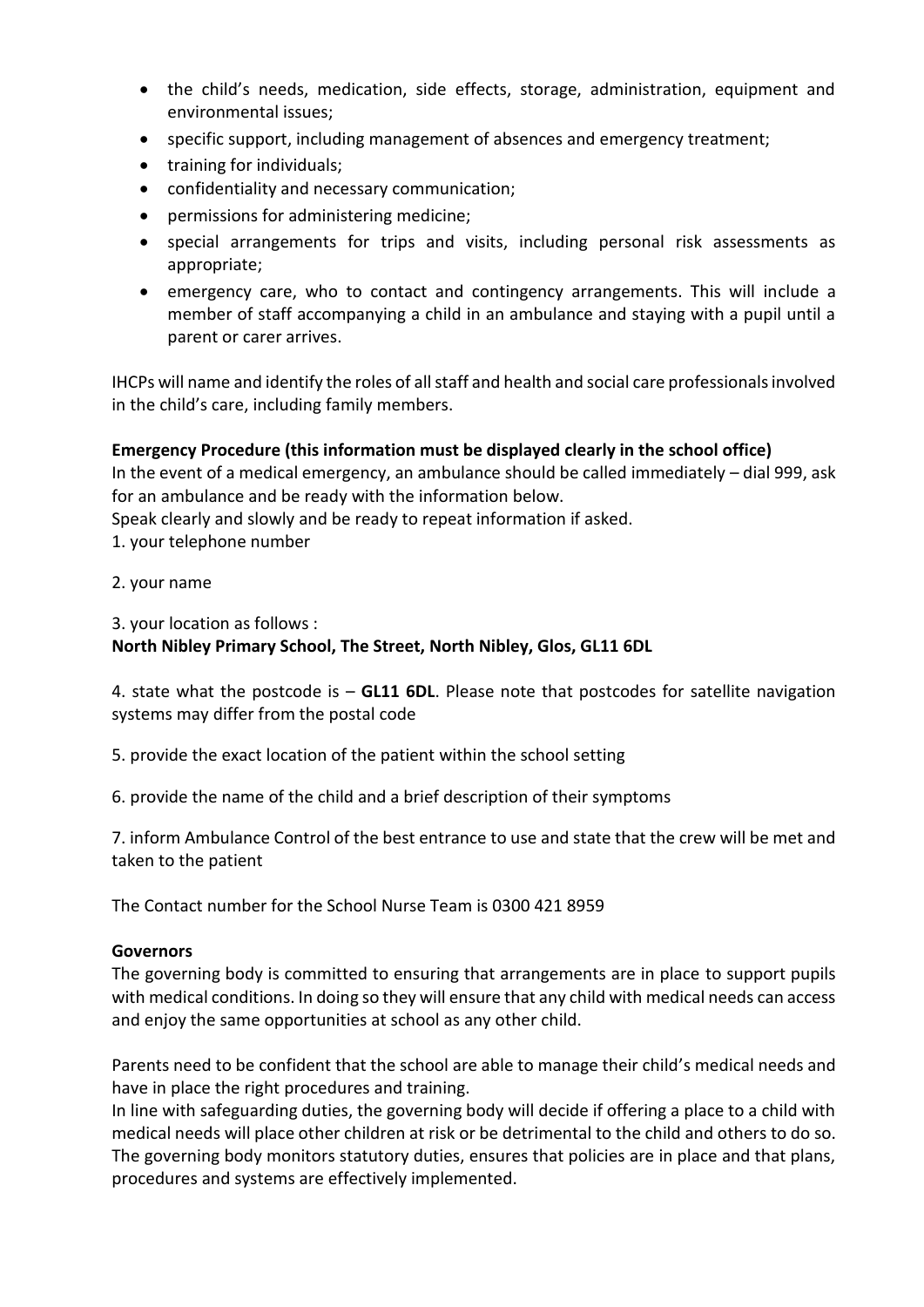- the child's needs, medication, side effects, storage, administration, equipment and environmental issues;
- specific support, including management of absences and emergency treatment;
- training for individuals;
- confidentiality and necessary communication;
- permissions for administering medicine;
- special arrangements for trips and visits, including personal risk assessments as appropriate;
- emergency care, who to contact and contingency arrangements. This will include a member of staff accompanying a child in an ambulance and staying with a pupil until a parent or carer arrives.

IHCPs will name and identify the roles of all staff and health and social care professionals involved in the child's care, including family members.

**Emergency Procedure (this information must be displayed clearly in the school office)**

In the event of a medical emergency, an ambulance should be called immediately – dial 999, ask for an ambulance and be ready with the information below.

Speak clearly and slowly and be ready to repeat information if asked.

1. your telephone number

2. your name

3. your location as follows :
**North Nibley Primary School, The Street, North Nibley, Glos, GL11 6DL**

4. state what the postcode is – **GL11 6DL**. Please note that postcodes for satellite navigation systems may differ from the postal code

5. provide the exact location of the patient within the school setting

6. provide the name of the child and a brief description of their symptoms

7. inform Ambulance Control of the best entrance to use and state that the crew will be met and taken to the patient

The Contact number for the School Nurse Team is 0300 421 8959

**Governors**

The governing body is committed to ensuring that arrangements are in place to support pupils with medical conditions. In doing so they will ensure that any child with medical needs can access and enjoy the same opportunities at school as any other child.

Parents need to be confident that the school are able to manage their child's medical needs and have in place the right procedures and training.

In line with safeguarding duties, the governing body will decide if offering a place to a child with medical needs will place other children at risk or be detrimental to the child and others to do so. The governing body monitors statutory duties, ensures that policies are in place and that plans, procedures and systems are effectively implemented.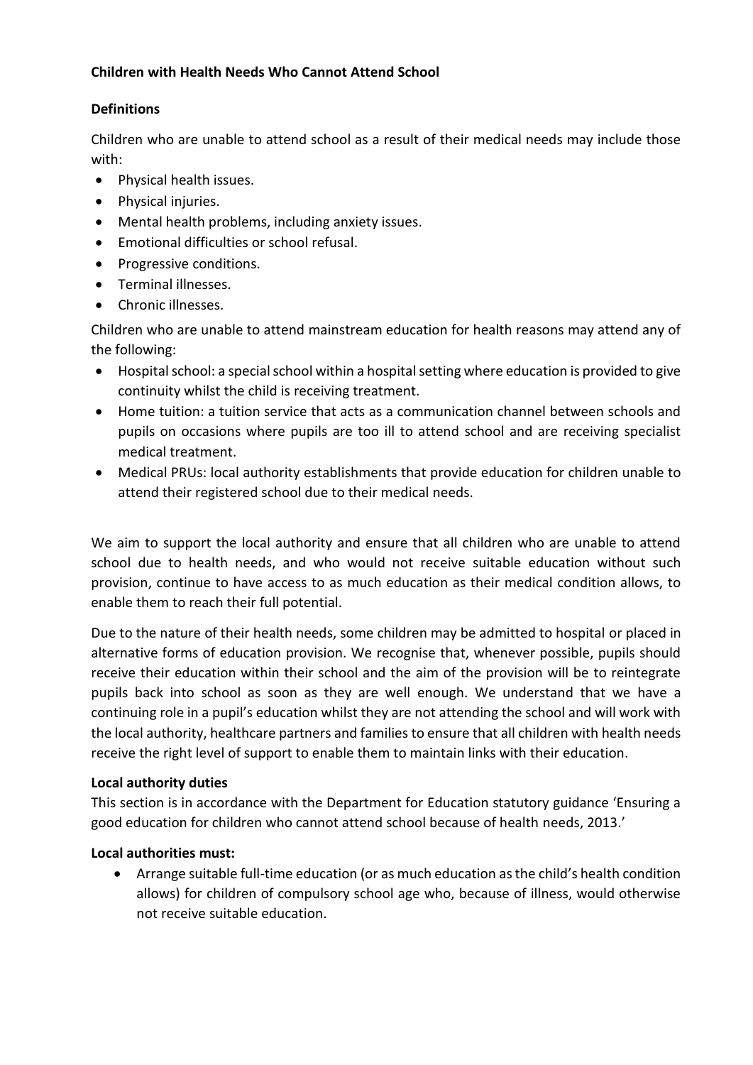**Children with Health Needs Who Cannot Attend School**

**Definitions**

Children who are unable to attend school as a result of their medical needs may include those with:

- Physical health issues.
- Physical injuries.
- Mental health problems, including anxiety issues.
- Emotional difficulties or school refusal.
- Progressive conditions.
- Terminal illnesses.
- Chronic illnesses.

Children who are unable to attend mainstream education for health reasons may attend any of the following:

- Hospital school: a special school within a hospital setting where education is provided to give continuity whilst the child is receiving treatment.
- Home tuition: a tuition service that acts as a communication channel between schools and pupils on occasions where pupils are too ill to attend school and are receiving specialist medical treatment.
- Medical PRUs: local authority establishments that provide education for children unable to attend their registered school due to their medical needs.

We aim to support the local authority and ensure that all children who are unable to attend school due to health needs, and who would not receive suitable education without such provision, continue to have access to as much education as their medical condition allows, to enable them to reach their full potential.

Due to the nature of their health needs, some children may be admitted to hospital or placed in alternative forms of education provision. We recognise that, whenever possible, pupils should receive their education within their school and the aim of the provision will be to reintegrate pupils back into school as soon as they are well enough. We understand that we have a continuing role in a pupil's education whilst they are not attending the school and will work with the local authority, healthcare partners and families to ensure that all children with health needs receive the right level of support to enable them to maintain links with their education.

**Local authority duties**

This section is in accordance with the Department for Education statutory guidance 'Ensuring a good education for children who cannot attend school because of health needs, 2013.'

**Local authorities must:**

- Arrange suitable full-time education (or as much education as the child's health condition allows) for children of compulsory school age who, because of illness, would otherwise not receive suitable education.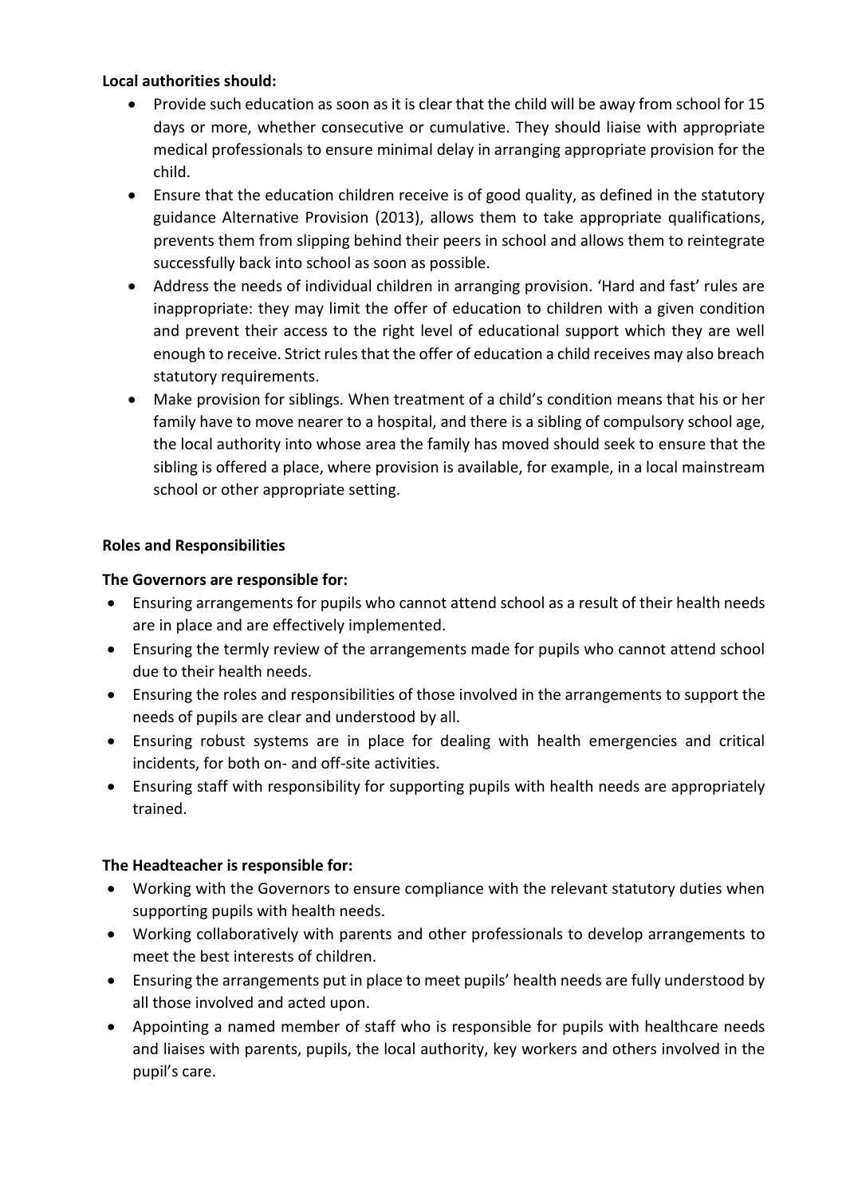**Local authorities should:**

- Provide such education as soon as it is clear that the child will be away from school for 15 days or more, whether consecutive or cumulative. They should liaise with appropriate medical professionals to ensure minimal delay in arranging appropriate provision for the child.
- Ensure that the education children receive is of good quality, as defined in the statutory guidance Alternative Provision (2013), allows them to take appropriate qualifications, prevents them from slipping behind their peers in school and allows them to reintegrate successfully back into school as soon as possible.
- Address the needs of individual children in arranging provision. 'Hard and fast' rules are inappropriate: they may limit the offer of education to children with a given condition and prevent their access to the right level of educational support which they are well enough to receive. Strict rules that the offer of education a child receives may also breach statutory requirements.
- Make provision for siblings. When treatment of a child's condition means that his or her family have to move nearer to a hospital, and there is a sibling of compulsory school age, the local authority into whose area the family has moved should seek to ensure that the sibling is offered a place, where provision is available, for example, in a local mainstream school or other appropriate setting.

**Roles and Responsibilities**

**The Governors are responsible for:**

- Ensuring arrangements for pupils who cannot attend school as a result of their health needs are in place and are effectively implemented.
- Ensuring the termly review of the arrangements made for pupils who cannot attend school due to their health needs.
- Ensuring the roles and responsibilities of those involved in the arrangements to support the needs of pupils are clear and understood by all.
- Ensuring robust systems are in place for dealing with health emergencies and critical incidents, for both on- and off-site activities.
- Ensuring staff with responsibility for supporting pupils with health needs are appropriately trained.

**The Headteacher is responsible for:**

- Working with the Governors to ensure compliance with the relevant statutory duties when supporting pupils with health needs.
- Working collaboratively with parents and other professionals to develop arrangements to meet the best interests of children.
- Ensuring the arrangements put in place to meet pupils' health needs are fully understood by all those involved and acted upon.
- Appointing a named member of staff who is responsible for pupils with healthcare needs and liaises with parents, pupils, the local authority, key workers and others involved in the pupil's care.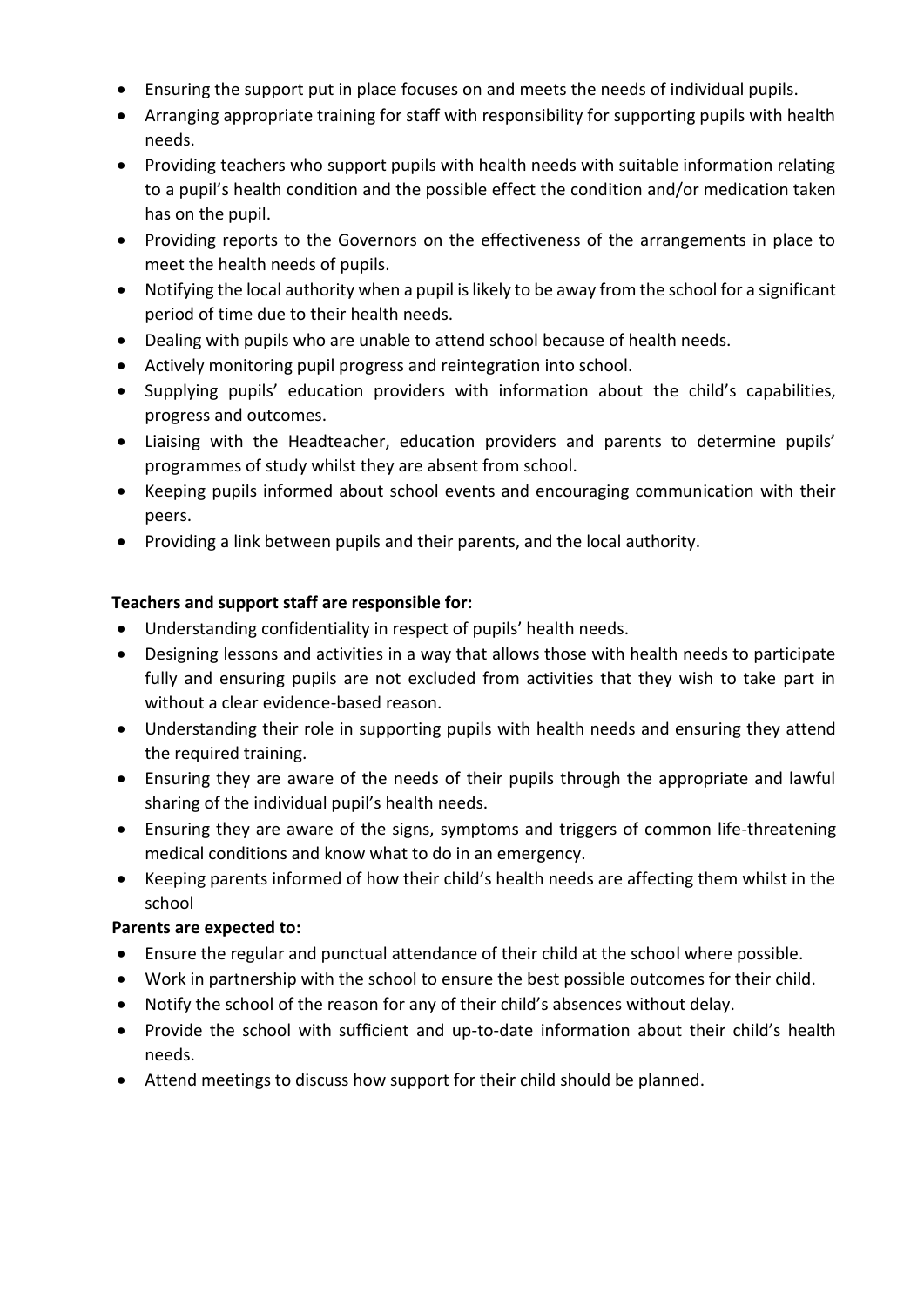- Ensuring the support put in place focuses on and meets the needs of individual pupils.
- Arranging appropriate training for staff with responsibility for supporting pupils with health needs.
- Providing teachers who support pupils with health needs with suitable information relating to a pupil's health condition and the possible effect the condition and/or medication taken has on the pupil.
- Providing reports to the Governors on the effectiveness of the arrangements in place to meet the health needs of pupils.
- Notifying the local authority when a pupil is likely to be away from the school for a significant period of time due to their health needs.
- Dealing with pupils who are unable to attend school because of health needs.
- Actively monitoring pupil progress and reintegration into school.
- Supplying pupils' education providers with information about the child's capabilities, progress and outcomes.
- Liaising with the Headteacher, education providers and parents to determine pupils' programmes of study whilst they are absent from school.
- Keeping pupils informed about school events and encouraging communication with their peers.
- Providing a link between pupils and their parents, and the local authority.

**Teachers and support staff are responsible for:**

- Understanding confidentiality in respect of pupils' health needs.
- Designing lessons and activities in a way that allows those with health needs to participate fully and ensuring pupils are not excluded from activities that they wish to take part in without a clear evidence-based reason.
- Understanding their role in supporting pupils with health needs and ensuring they attend the required training.
- Ensuring they are aware of the needs of their pupils through the appropriate and lawful sharing of the individual pupil's health needs.
- Ensuring they are aware of the signs, symptoms and triggers of common life-threatening medical conditions and know what to do in an emergency.
- Keeping parents informed of how their child's health needs are affecting them whilst in the school

**Parents are expected to:**

- Ensure the regular and punctual attendance of their child at the school where possible.
- Work in partnership with the school to ensure the best possible outcomes for their child.
- Notify the school of the reason for any of their child's absences without delay.
- Provide the school with sufficient and up-to-date information about their child's health needs.
- Attend meetings to discuss how support for their child should be planned.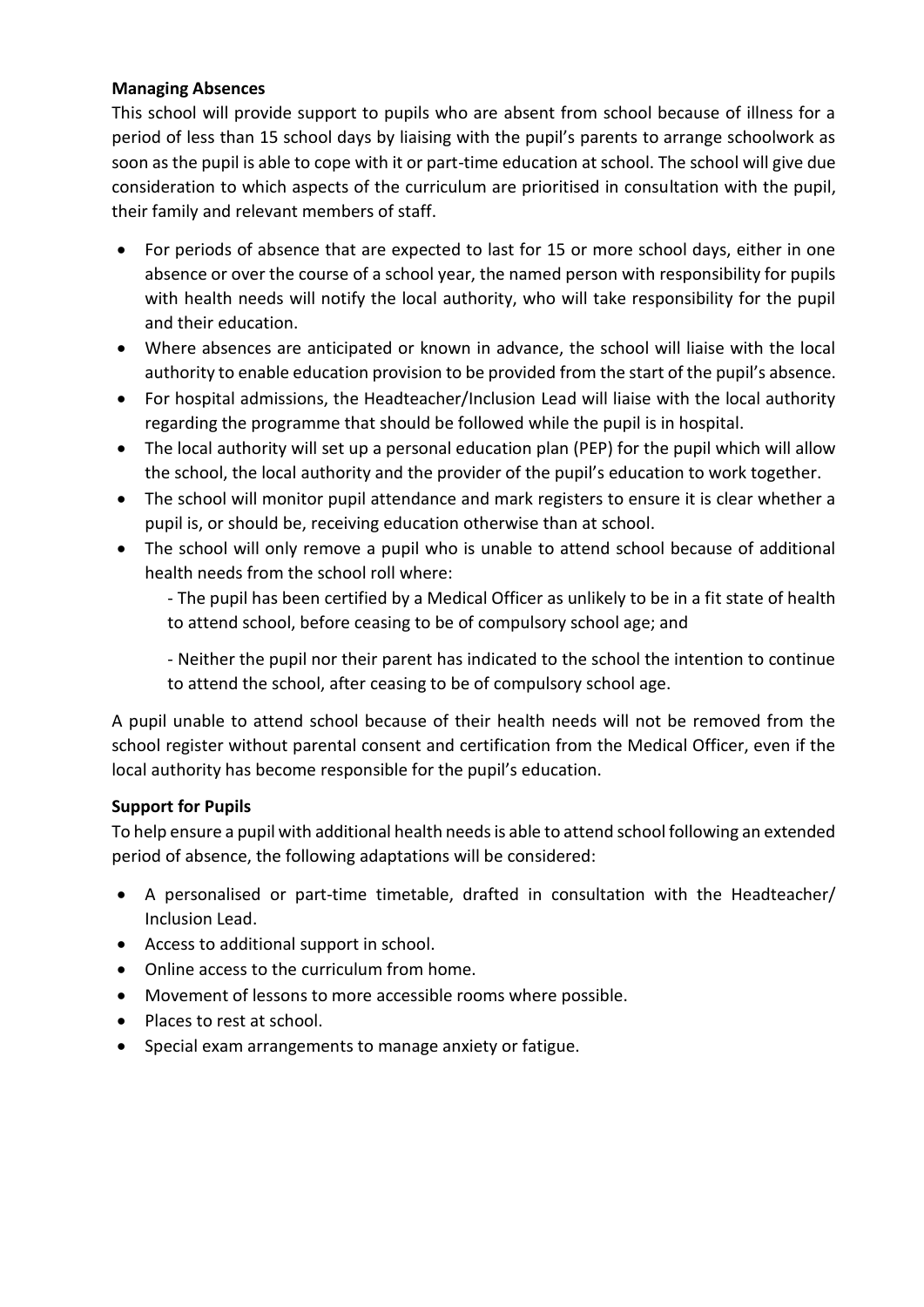**Managing Absences**

This school will provide support to pupils who are absent from school because of illness for a period of less than 15 school days by liaising with the pupil's parents to arrange schoolwork as soon as the pupil is able to cope with it or part-time education at school. The school will give due consideration to which aspects of the curriculum are prioritised in consultation with the pupil, their family and relevant members of staff.

- For periods of absence that are expected to last for 15 or more school days, either in one absence or over the course of a school year, the named person with responsibility for pupils with health needs will notify the local authority, who will take responsibility for the pupil and their education.
- Where absences are anticipated or known in advance, the school will liaise with the local authority to enable education provision to be provided from the start of the pupil's absence.
- For hospital admissions, the Headteacher/Inclusion Lead will liaise with the local authority regarding the programme that should be followed while the pupil is in hospital.
- The local authority will set up a personal education plan (PEP) for the pupil which will allow the school, the local authority and the provider of the pupil's education to work together.
- The school will monitor pupil attendance and mark registers to ensure it is clear whether a pupil is, or should be, receiving education otherwise than at school.
- The school will only remove a pupil who is unable to attend school because of additional health needs from the school roll where:

  - The pupil has been certified by a Medical Officer as unlikely to be in a fit state of health to attend school, before ceasing to be of compulsory school age; and

  - Neither the pupil nor their parent has indicated to the school the intention to continue to attend the school, after ceasing to be of compulsory school age.

A pupil unable to attend school because of their health needs will not be removed from the school register without parental consent and certification from the Medical Officer, even if the local authority has become responsible for the pupil's education.

**Support for Pupils**

To help ensure a pupil with additional health needs is able to attend school following an extended period of absence, the following adaptations will be considered:

- A personalised or part-time timetable, drafted in consultation with the Headteacher/ Inclusion Lead.
- Access to additional support in school.
- Online access to the curriculum from home.
- Movement of lessons to more accessible rooms where possible.
- Places to rest at school.
- Special exam arrangements to manage anxiety or fatigue.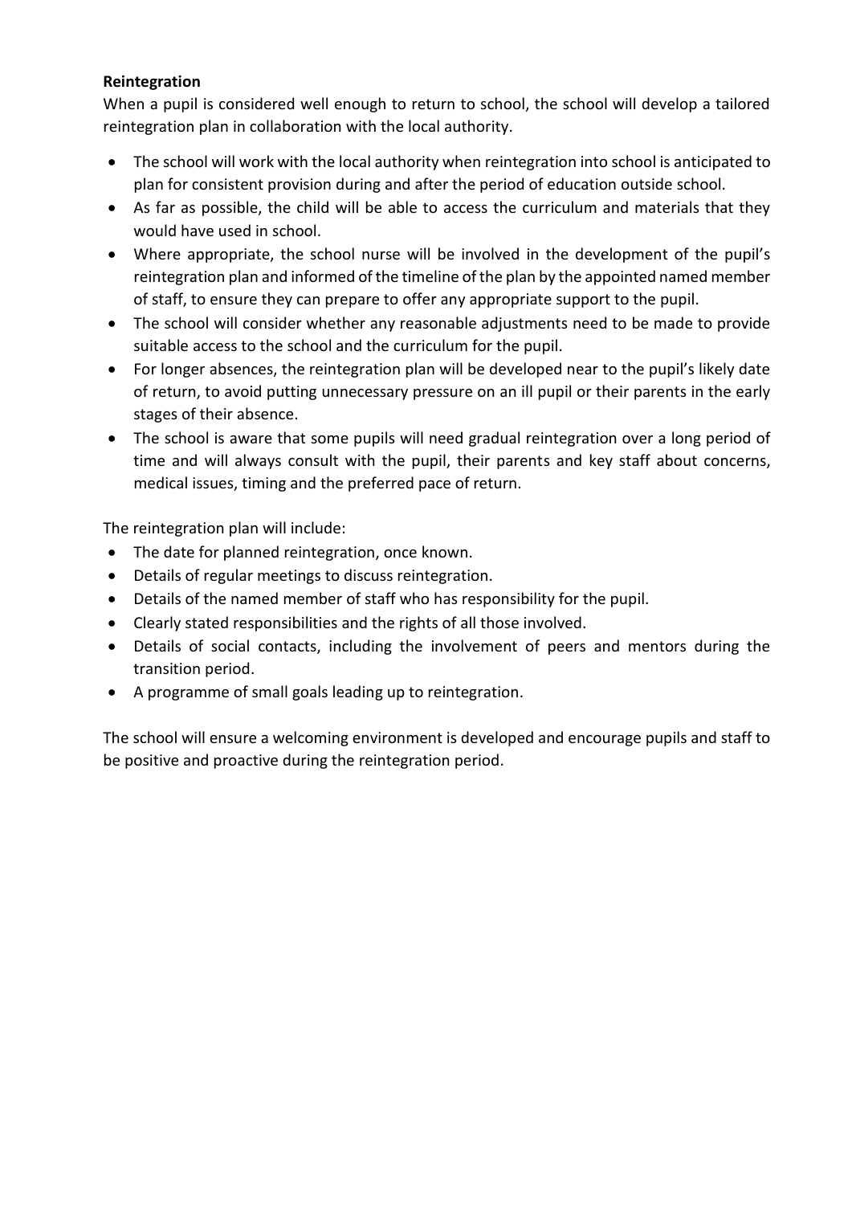**Reintegration**

When a pupil is considered well enough to return to school, the school will develop a tailored reintegration plan in collaboration with the local authority.

- The school will work with the local authority when reintegration into school is anticipated to plan for consistent provision during and after the period of education outside school.
- As far as possible, the child will be able to access the curriculum and materials that they would have used in school.
- Where appropriate, the school nurse will be involved in the development of the pupil's reintegration plan and informed of the timeline of the plan by the appointed named member of staff, to ensure they can prepare to offer any appropriate support to the pupil.
- The school will consider whether any reasonable adjustments need to be made to provide suitable access to the school and the curriculum for the pupil.
- For longer absences, the reintegration plan will be developed near to the pupil's likely date of return, to avoid putting unnecessary pressure on an ill pupil or their parents in the early stages of their absence.
- The school is aware that some pupils will need gradual reintegration over a long period of time and will always consult with the pupil, their parents and key staff about concerns, medical issues, timing and the preferred pace of return.

The reintegration plan will include:

- The date for planned reintegration, once known.
- Details of regular meetings to discuss reintegration.
- Details of the named member of staff who has responsibility for the pupil.
- Clearly stated responsibilities and the rights of all those involved.
- Details of social contacts, including the involvement of peers and mentors during the transition period.
- A programme of small goals leading up to reintegration.

The school will ensure a welcoming environment is developed and encourage pupils and staff to be positive and proactive during the reintegration period.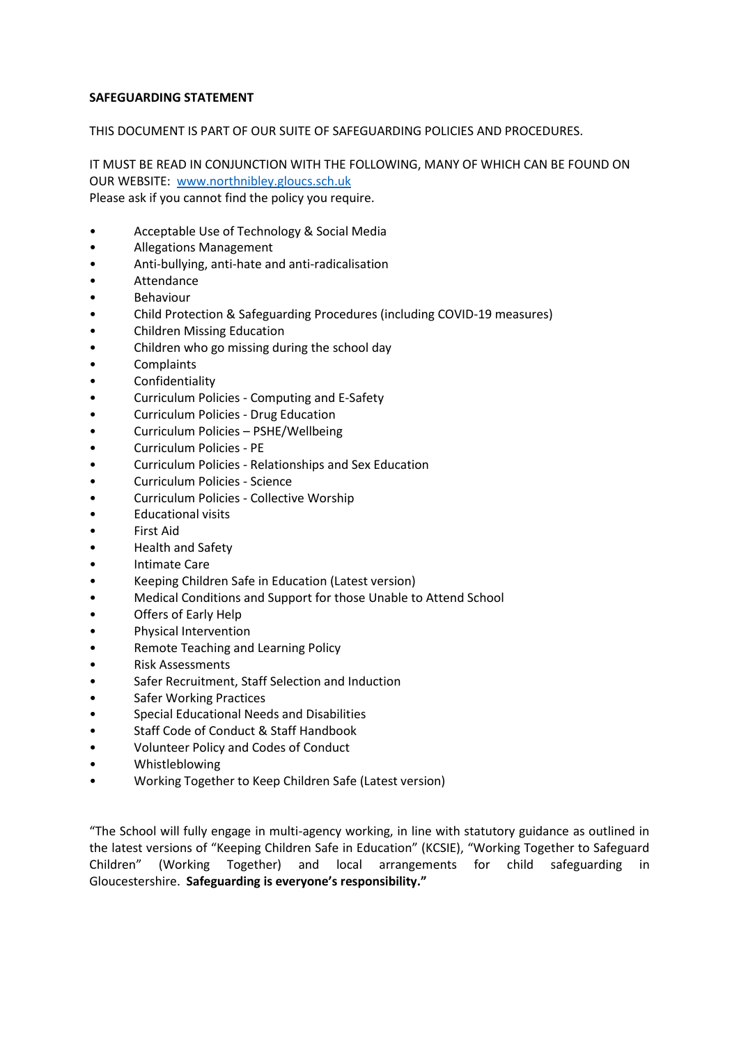**SAFEGUARDING STATEMENT**

THIS DOCUMENT IS PART OF OUR SUITE OF SAFEGUARDING POLICIES AND PROCEDURES.

IT MUST BE READ IN CONJUNCTION WITH THE FOLLOWING, MANY OF WHICH CAN BE FOUND ON OUR WEBSITE: [www.northnibley.gloucs.sch.uk](http://www.northnibley.gloucs.sch.uk)
Please ask if you cannot find the policy you require.

- Acceptable Use of Technology & Social Media
- Allegations Management
- Anti-bullying, anti-hate and anti-radicalisation
- Attendance
- Behaviour
- Child Protection & Safeguarding Procedures (including COVID-19 measures)
- Children Missing Education
- Children who go missing during the school day
- Complaints
- Confidentiality
- Curriculum Policies - Computing and E-Safety
- Curriculum Policies - Drug Education
- Curriculum Policies – PSHE/Wellbeing
- Curriculum Policies - PE
- Curriculum Policies - Relationships and Sex Education
- Curriculum Policies - Science
- Curriculum Policies - Collective Worship
- Educational visits
- First Aid
- Health and Safety
- Intimate Care
- Keeping Children Safe in Education (Latest version)
- Medical Conditions and Support for those Unable to Attend School
- Offers of Early Help
- Physical Intervention
- Remote Teaching and Learning Policy
- Risk Assessments
- Safer Recruitment, Staff Selection and Induction
- Safer Working Practices
- Special Educational Needs and Disabilities
- Staff Code of Conduct & Staff Handbook
- Volunteer Policy and Codes of Conduct
- Whistleblowing
- Working Together to Keep Children Safe (Latest version)

"The School will fully engage in multi-agency working, in line with statutory guidance as outlined in the latest versions of "Keeping Children Safe in Education" (KCSIE), "Working Together to Safeguard Children" (Working Together) and local arrangements for child safeguarding in Gloucestershire. **Safeguarding is everyone's responsibility."**